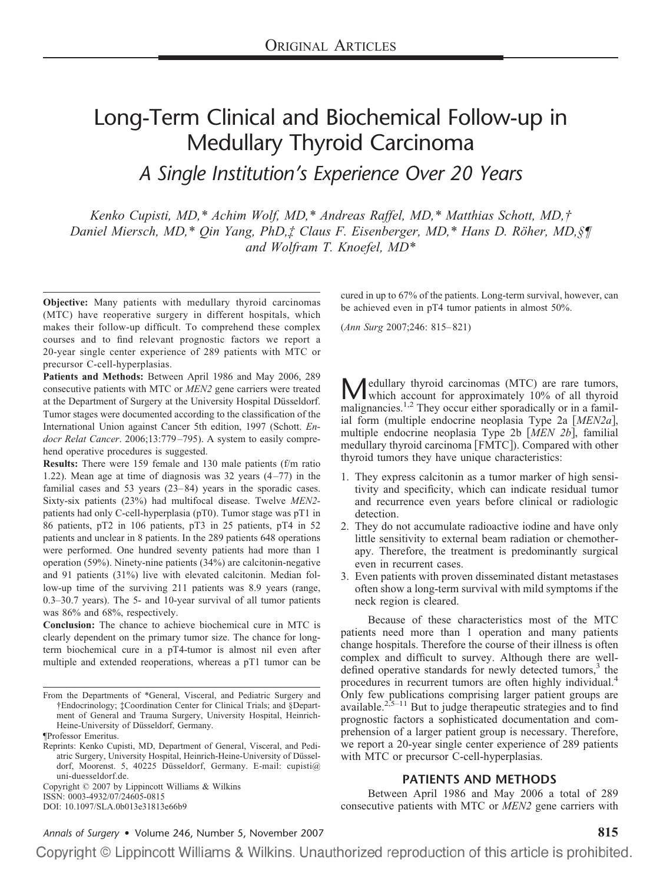# Long-Term Clinical and Biochemical Follow-up in Medullary Thyroid Carcinoma

## *A Single Institution's Experience Over 20 Years*

*Kenko Cupisti, MD,\* Achim Wolf, MD,\* Andreas Raffel, MD,\* Matthias Schott, MD,† Daniel Miersch, MD,\* Qin Yang, PhD,‡ Claus F. Eisenberger, MD,\* Hans D. Röher, MD,§¶ and Wolfram T. Knoefel, MD\**

**Objective:** Many patients with medullary thyroid carcinomas (MTC) have reoperative surgery in different hospitals, which makes their follow-up difficult. To comprehend these complex courses and to find relevant prognostic factors we report a 20-year single center experience of 289 patients with MTC or precursor C-cell-hyperplasias.

**Patients and Methods:** Between April 1986 and May 2006, 289 consecutive patients with MTC or *MEN2* gene carriers were treated at the Department of Surgery at the University Hospital Düsseldorf. Tumor stages were documented according to the classification of the International Union against Cancer 5th edition, 1997 (Schott. *Endocr Relat Cancer*. 2006;13:779–795). A system to easily comprehend operative procedures is suggested.

**Results:** There were 159 female and 130 male patients (f/m ratio 1.22). Mean age at time of diagnosis was 32 years (4–77) in the familial cases and 53 years (23–84) years in the sporadic cases. Sixty-six patients (23%) had multifocal disease. Twelve *MEN2*-patients had only C-cell-hyperplasia (pT0). Tumor stage was pT1 in 86 patients, pT2 in 106 patients, pT3 in 25 patients, pT4 in 52 patients and unclear in 8 patients. In the 289 patients 648 operations were performed. One hundred seventy patients had more than 1 operation (59%). Ninety-nine patients (34%) are calcitonin-negative and 91 patients (31%) live with elevated calcitonin. Median follow-up time of the surviving 211 patients was 8.9 years (range, 0.3–30.7 years). The 5- and 10-year survival of all tumor patients was 86% and 68%, respectively.

**Conclusion:** The chance to achieve biochemical cure in MTC is clearly dependent on the primary tumor size. The chance for long-term biochemical cure in a pT4-tumor is almost nil even after multiple and extended reoperations, whereas a pT1 tumor can be cured in up to 67% of the patients. Long-term survival, however, can be achieved even in pT4 tumor patients in almost 50%.

(*Ann Surg* 2007;246: 815–821)

From the Departments of \*General, Visceral, and Pediatric Surgery and †Endocrinology; ‡Coordination Center for Clinical Trials; and §Department of General and Trauma Surgery, University Hospital, Heinrich-Heine-University of Düsseldorf, Germany.

¶Professor Emeritus.

Reprints: Kenko Cupisti, MD, Department of General, Visceral, and Pediatric Surgery, University Hospital, Heinrich-Heine-University of Düsseldorf, Moorenst. 5, 40225 Düsseldorf, Germany. E-mail: cupisti@uni-duesseldorf.de.

Copyright © 2007 by Lippincott Williams & Wilkins

ISSN: 0003-4932/07/24605-0815

DOI: 10.1097/SLA.0b013e31813e66b9

Medullary thyroid carcinomas (MTC) are rare tumors, which account for approximately 10% of all thyroid malignancies.[1,2] They occur either sporadically or in a familial form (multiple endocrine neoplasia Type 2a [*MEN2a*], multiple endocrine neoplasia Type 2b [*MEN 2b*], familial medullary thyroid carcinoma [FMTC]). Compared with other thyroid tumors they have unique characteristics:

1. They express calcitonin as a tumor marker of high sensitivity and specificity, which can indicate residual tumor and recurrence even years before clinical or radiologic detection.
2. They do not accumulate radioactive iodine and have only little sensitivity to external beam radiation or chemotherapy. Therefore, the treatment is predominantly surgical even in recurrent cases.
3. Even patients with proven disseminated distant metastases often show a long-term survival with mild symptoms if the neck region is cleared.

Because of these characteristics most of the MTC patients need more than 1 operation and many patients change hospitals. Therefore the course of their illness is often complex and difficult to survey. Although there are well-defined operative standards for newly detected tumors,[3] the procedures in recurrent tumors are often highly individual.[4] Only few publications comprising larger patient groups are available.[2,5–11] But to judge therapeutic strategies and to find prognostic factors a sophisticated documentation and comprehension of a larger patient group is necessary. Therefore, we report a 20-year single center experience of 289 patients with MTC or precursor C-cell-hyperplasias.

## PATIENTS AND METHODS

Between April 1986 and May 2006 a total of 289 consecutive patients with MTC or *MEN2* gene carriers with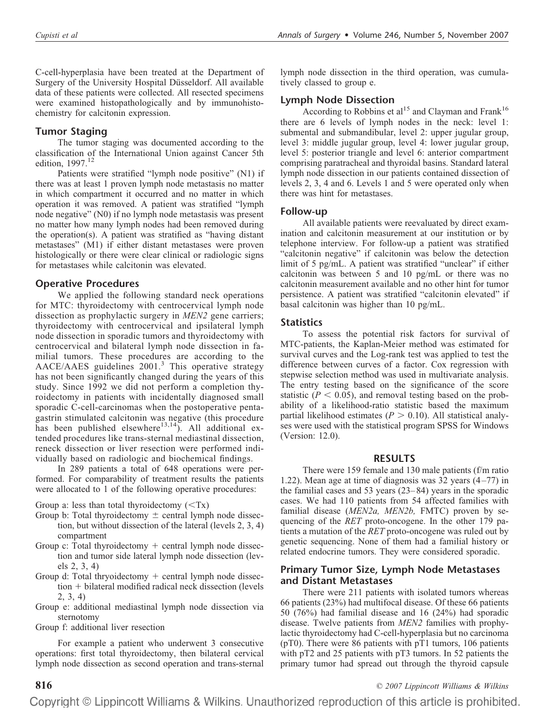C-cell-hyperplasia have been treated at the Department of Surgery of the University Hospital Düsseldorf. All available data of these patients were collected. All resected specimens were examined histopathologically and by immunohistochemistry for calcitonin expression.

## Tumor Staging

The tumor staging was documented according to the classification of the International Union against Cancer 5th edition, 1997.[12]

Patients were stratified "lymph node positive" (N1) if there was at least 1 proven lymph node metastasis no matter in which compartment it occurred and no matter in which operation it was removed. A patient was stratified "lymph node negative" (N0) if no lymph node metastasis was present no matter how many lymph nodes had been removed during the operation(s). A patient was stratified as "having distant metastases" (M1) if either distant metastases were proven histologically or there were clear clinical or radiologic signs for metastases while calcitonin was elevated.

## Operative Procedures

We applied the following standard neck operations for MTC: thyroidectomy with centrocervical lymph node dissection as prophylactic surgery in *MEN2* gene carriers; thyroidectomy with centrocervical and ipsilateral lymph node dissection in sporadic tumors and thyroidectomy with centrocervical and bilateral lymph node dissection in familial tumors. These procedures are according to the AACE/AAES guidelines 2001.[3] This operative strategy has not been significantly changed during the years of this study. Since 1992 we did not perform a completion thyroidectomy in patients with incidentally diagnosed small sporadic C-cell-carcinomas when the postoperative pentagastrin stimulated calcitonin was negative (this procedure has been published elsewhere[13,14]). All additional extended procedures like trans-sternal mediastinal dissection, reneck dissection or liver resection were performed individually based on radiologic and biochemical findings.

In 289 patients a total of 648 operations were performed. For comparability of treatment results the patients were allocated to 1 of the following operative procedures:

- Group a: less than total thyroidectomy (<Tx)
- Group b: Total thyroidectomy ± central lymph node dissection, but without dissection of the lateral (levels 2, 3, 4) compartment
- Group c: Total thyroidectomy + central lymph node dissection and tumor side lateral lymph node dissection (levels 2, 3, 4)
- Group d: Total thryoidectomy + central lymph node dissection + bilateral modified radical neck dissection (levels 2, 3, 4)
- Group e: additional mediastinal lymph node dissection via sternotomy
- Group f: additional liver resection

For example a patient who underwent 3 consecutive operations: first total thyroidectomy, then bilateral cervical lymph node dissection as second operation and trans-sternal lymph node dissection in the third operation, was cumulatively classed to group e.

## Lymph Node Dissection

According to Robbins et al[15] and Clayman and Frank[16] there are 6 levels of lymph nodes in the neck: level 1: submental and submandibular, level 2: upper jugular group, level 3: middle jugular group, level 4: lower jugular group, level 5: posterior triangle and level 6: anterior compartment comprising paratracheal and thyroidal basins. Standard lateral lymph node dissection in our patients contained dissection of levels 2, 3, 4 and 6. Levels 1 and 5 were operated only when there was hint for metastases.

## Follow-up

All available patients were reevaluated by direct examination and calcitonin measurement at our institution or by telephone interview. For follow-up a patient was stratified "calcitonin negative" if calcitonin was below the detection limit of 5 pg/mL. A patient was stratified "unclear" if either calcitonin was between 5 and 10 pg/mL or there was no calcitonin measurement available and no other hint for tumor persistence. A patient was stratified "calcitonin elevated" if basal calcitonin was higher than 10 pg/mL.

## Statistics

To assess the potential risk factors for survival of MTC-patients, the Kaplan-Meier method was estimated for survival curves and the Log-rank test was applied to test the difference between curves of a factor. Cox regression with stepwise selection method was used in multivariate analysis. The entry testing based on the significance of the score statistic ($P < 0.05$), and removal testing based on the probability of a likelihood-ratio statistic based the maximum partial likelihood estimates ($P > 0.10$). All statistical analyses were used with the statistical program SPSS for Windows (Version: 12.0).

# RESULTS

There were 159 female and 130 male patients (f/m ratio 1.22). Mean age at time of diagnosis was 32 years (4–77) in the familial cases and 53 years (23–84) years in the sporadic cases. We had 110 patients from 54 affected families with familial disease (*MEN2a, MEN2b,* FMTC) proven by sequencing of the *RET* proto-oncogene. In the other 179 patients a mutation of the *RET* proto-oncogene was ruled out by genetic sequencing. None of them had a familial history or related endocrine tumors. They were considered sporadic.

## Primary Tumor Size, Lymph Node Metastases and Distant Metastases

There were 211 patients with isolated tumors whereas 66 patients (23%) had multifocal disease. Of these 66 patients 50 (76%) had familial disease and 16 (24%) had sporadic disease. Twelve patients from *MEN2* families with prophylactic thyroidectomy had C-cell-hyperplasia but no carcinoma (pT0). There were 86 patients with pT1 tumors, 106 patients with pT2 and 25 patients with pT3 tumors. In 52 patients the primary tumor had spread out through the thyroid capsule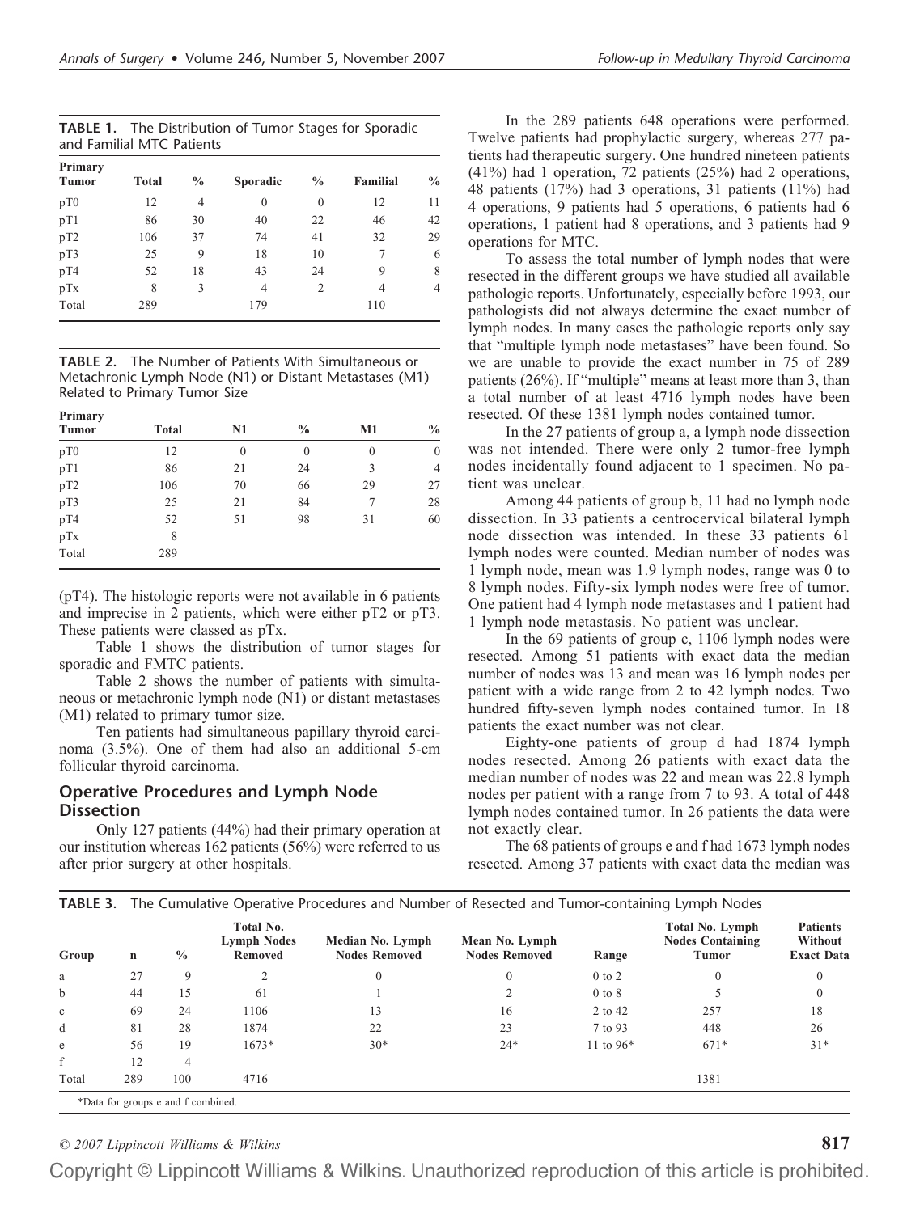**TABLE 1.** The Distribution of Tumor Stages for Sporadic and Familial MTC Patients

| Primary Tumor | Total | % | Sporadic | % | Familial | % |
|---|---|---|---|---|---|---|
| pT0 | 12 | 4 | 0 | 0 | 12 | 11 |
| pT1 | 86 | 30 | 40 | 22 | 46 | 42 |
| pT2 | 106 | 37 | 74 | 41 | 32 | 29 |
| pT3 | 25 | 9 | 18 | 10 | 7 | 6 |
| pT4 | 52 | 18 | 43 | 24 | 9 | 8 |
| pTx | 8 | 3 | 4 | 2 | 4 | 4 |
| Total | 289 | | 179 | | 110 | |

**TABLE 2.** The Number of Patients With Simultaneous or Metachronic Lymph Node (N1) or Distant Metastases (M1) Related to Primary Tumor Size

| Primary Tumor | Total | N1 | % | M1 | % |
|---|---|---|---|---|---|
| pT0 | 12 | 0 | 0 | 0 | 0 |
| pT1 | 86 | 21 | 24 | 3 | 4 |
| pT2 | 106 | 70 | 66 | 29 | 27 |
| pT3 | 25 | 21 | 84 | 7 | 28 |
| pT4 | 52 | 51 | 98 | 31 | 60 |
| pTx | 8 | | | | |
| Total | 289 | | | | |

(pT4). The histologic reports were not available in 6 patients and imprecise in 2 patients, which were either pT2 or pT3. These patients were classed as pTx.

Table 1 shows the distribution of tumor stages for sporadic and FMTC patients.

Table 2 shows the number of patients with simultaneous or metachronic lymph node (N1) or distant metastases (M1) related to primary tumor size.

Ten patients had simultaneous papillary thyroid carcinoma (3.5%). One of them had also an additional 5-cm follicular thyroid carcinoma.

## Operative Procedures and Lymph Node Dissection

Only 127 patients (44%) had their primary operation at our institution whereas 162 patients (56%) were referred to us after prior surgery at other hospitals.

In the 289 patients 648 operations were performed. Twelve patients had prophylactic surgery, whereas 277 patients had therapeutic surgery. One hundred nineteen patients (41%) had 1 operation, 72 patients (25%) had 2 operations, 48 patients (17%) had 3 operations, 31 patients (11%) had 4 operations, 9 patients had 5 operations, 6 patients had 6 operations, 1 patient had 8 operations, and 3 patients had 9 operations for MTC.

To assess the total number of lymph nodes that were resected in the different groups we have studied all available pathologic reports. Unfortunately, especially before 1993, our pathologists did not always determine the exact number of lymph nodes. In many cases the pathologic reports only say that "multiple lymph node metastases" have been found. So we are unable to provide the exact number in 75 of 289 patients (26%). If "multiple" means at least more than 3, than a total number of at least 4716 lymph nodes have been resected. Of these 1381 lymph nodes contained tumor.

In the 27 patients of group a, a lymph node dissection was not intended. There were only 2 tumor-free lymph nodes incidentally found adjacent to 1 specimen. No patient was unclear.

Among 44 patients of group b, 11 had no lymph node dissection. In 33 patients a centrocervical bilateral lymph node dissection was intended. In these 33 patients 61 lymph nodes were counted. Median number of nodes was 1 lymph node, mean was 1.9 lymph nodes, range was 0 to 8 lymph nodes. Fifty-six lymph nodes were free of tumor. One patient had 4 lymph node metastases and 1 patient had 1 lymph node metastasis. No patient was unclear.

In the 69 patients of group c, 1106 lymph nodes were resected. Among 51 patients with exact data the median number of nodes was 13 and mean was 16 lymph nodes per patient with a wide range from 2 to 42 lymph nodes. Two hundred fifty-seven lymph nodes contained tumor. In 18 patients the exact number was not clear.

Eighty-one patients of group d had 1874 lymph nodes resected. Among 26 patients with exact data the median number of nodes was 22 and mean was 22.8 lymph nodes per patient with a range from 7 to 93. A total of 448 lymph nodes contained tumor. In 26 patients the data were not exactly clear.

The 68 patients of groups e and f had 1673 lymph nodes resected. Among 37 patients with exact data the median was

**TABLE 3.** The Cumulative Operative Procedures and Number of Resected and Tumor-containing Lymph Nodes

| Group | n | % | Total No. Lymph Nodes Removed | Median No. Lymph Nodes Removed | Mean No. Lymph Nodes Removed | Range | Total No. Lymph Nodes Containing Tumor | Patients Without Exact Data |
|---|---|---|---|---|---|---|---|---|
| a | 27 | 9 | 2 | 0 | 0 | 0 to 2 | 0 | 0 |
| b | 44 | 15 | 61 | 1 | 2 | 0 to 8 | 5 | 0 |
| c | 69 | 24 | 1106 | 13 | 16 | 2 to 42 | 257 | 18 |
| d | 81 | 28 | 1874 | 22 | 23 | 7 to 93 | 448 | 26 |
| e | 56 | 19 | 1673* | 30* | 24* | 11 to 96* | 671* | 31* |
| f | 12 | 4 | | | | | | |
| Total | 289 | 100 | 4716 | | | | 1381 | |

*Data for groups e and f combined.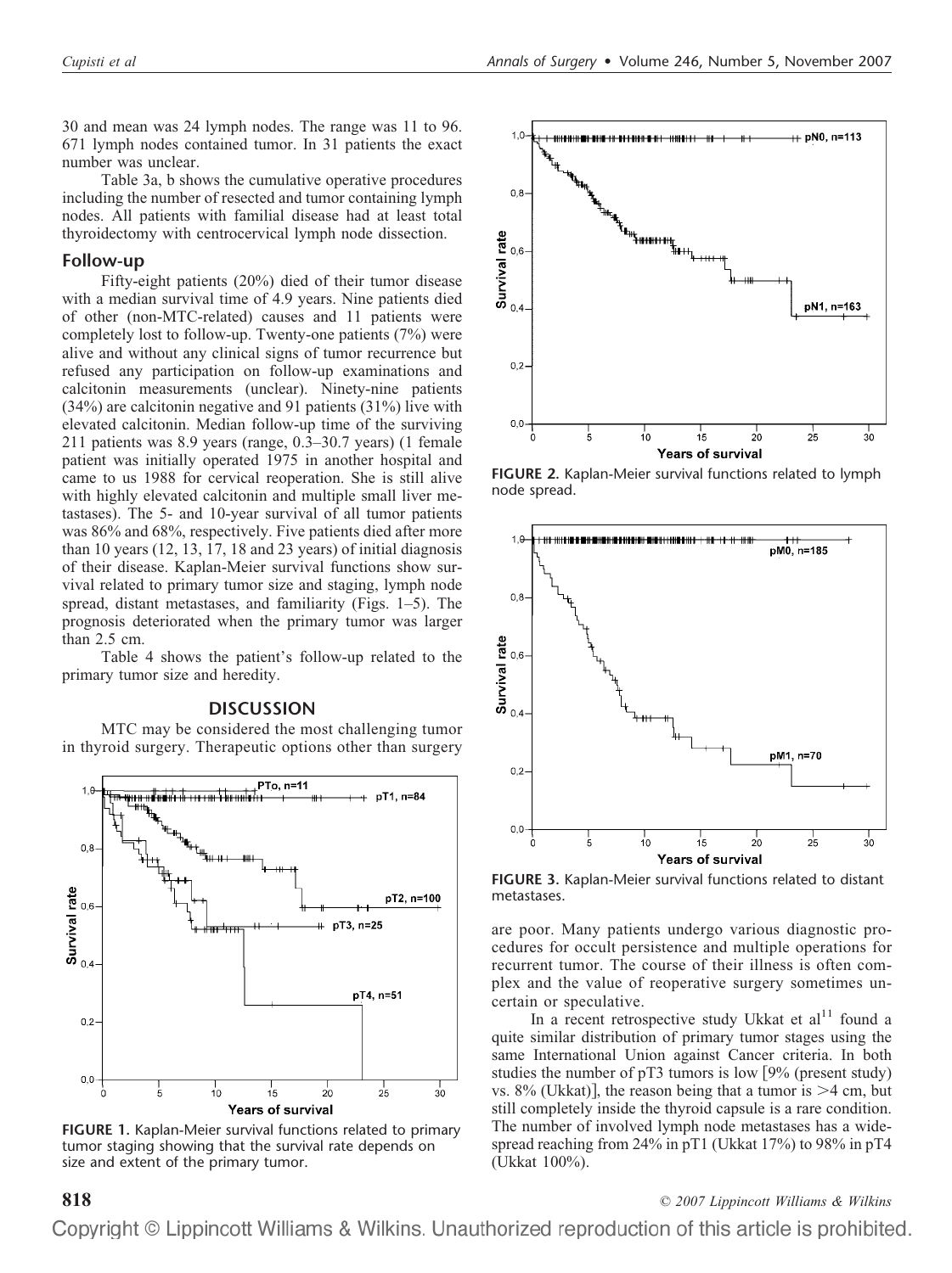30 and mean was 24 lymph nodes. The range was 11 to 96. 671 lymph nodes contained tumor. In 31 patients the exact number was unclear.

Table 3a, b shows the cumulative operative procedures including the number of resected and tumor containing lymph nodes. All patients with familial disease had at least total thyroidectomy with centrocervical lymph node dissection.

## Follow-up

Fifty-eight patients (20%) died of their tumor disease with a median survival time of 4.9 years. Nine patients died of other (non-MTC-related) causes and 11 patients were completely lost to follow-up. Twenty-one patients (7%) were alive and without any clinical signs of tumor recurrence but refused any participation on follow-up examinations and calcitonin measurements (unclear). Ninety-nine patients (34%) are calcitonin negative and 91 patients (31%) live with elevated calcitonin. Median follow-up time of the surviving 211 patients was 8.9 years (range, 0.3–30.7 years) (1 female patient was initially operated 1975 in another hospital and came to us 1988 for cervical reoperation. She is still alive with highly elevated calcitonin and multiple small liver metastases). The 5- and 10-year survival of all tumor patients was 86% and 68%, respectively. Five patients died after more than 10 years (12, 13, 17, 18 and 23 years) of initial diagnosis of their disease. Kaplan-Meier survival functions show survival related to primary tumor size and staging, lymph node spread, distant metastases, and familiarity (Figs. 1–5). The prognosis deteriorated when the primary tumor was larger than 2.5 cm.

Table 4 shows the patient's follow-up related to the primary tumor size and heredity.

## DISCUSSION

MTC may be considered the most challenging tumor in thyroid surgery. Therapeutic options other than surgery are poor. Many patients undergo various diagnostic procedures for occult persistence and multiple operations for recurrent tumor. The course of their illness is often complex and the value of reoperative surgery sometimes uncertain or speculative.

In a recent retrospective study Ukkat et al[11] found a quite similar distribution of primary tumor stages using the same International Union against Cancer criteria. In both studies the number of pT3 tumors is low [9% (present study) vs. 8% (Ukkat)], the reason being that a tumor is >4 cm, but still completely inside the thyroid capsule is a rare condition. The number of involved lymph node metastases has a widespread reaching from 24% in pT1 (Ukkat 17%) to 98% in pT4 (Ukkat 100%).

FIGURE 1. Kaplan-Meier survival functions related to primary tumor staging showing that the survival rate depends on size and extent of the primary tumor.

FIGURE 2. Kaplan-Meier survival functions related to lymph node spread.

FIGURE 3. Kaplan-Meier survival functions related to distant metastases.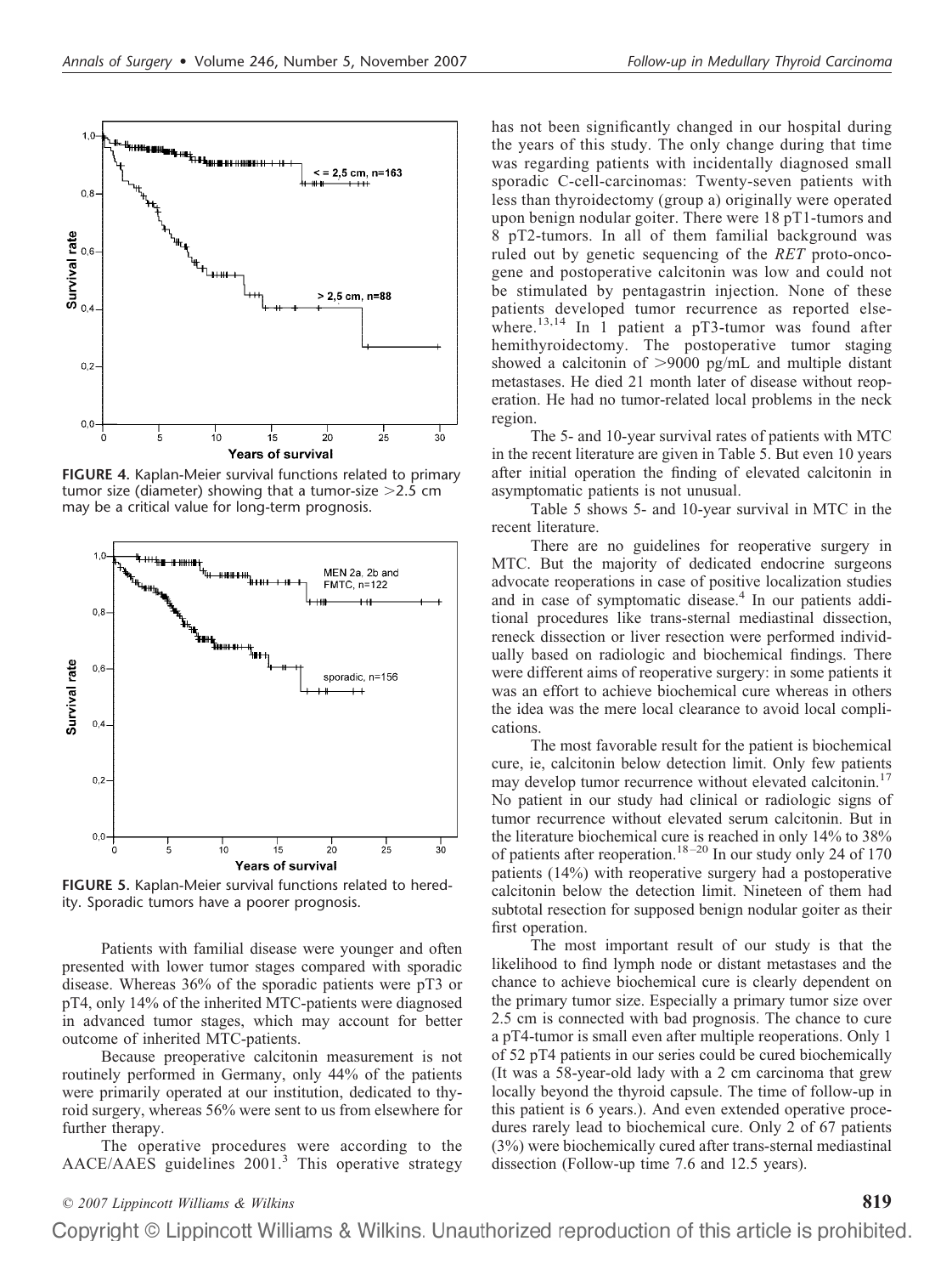FIGURE 4. Kaplan-Meier survival functions related to primary tumor size (diameter) showing that a tumor-size >2.5 cm may be a critical value for long-term prognosis.

FIGURE 5. Kaplan-Meier survival functions related to heredity. Sporadic tumors have a poorer prognosis.

Patients with familial disease were younger and often presented with lower tumor stages compared with sporadic disease. Whereas 36% of the sporadic patients were pT3 or pT4, only 14% of the inherited MTC-patients were diagnosed in advanced tumor stages, which may account for better outcome of inherited MTC-patients.

Because preoperative calcitonin measurement is not routinely performed in Germany, only 44% of the patients were primarily operated at our institution, dedicated to thyroid surgery, whereas 56% were sent to us from elsewhere for further therapy.

The operative procedures were according to the AACE/AAES guidelines 2001.[3] This operative strategy has not been significantly changed in our hospital during the years of this study. The only change during that time was regarding patients with incidentally diagnosed small sporadic C-cell-carcinomas: Twenty-seven patients with less than thyroidectomy (group a) originally were operated upon benign nodular goiter. There were 18 pT1-tumors and 8 pT2-tumors. In all of them familial background was ruled out by genetic sequencing of the *RET* proto-oncogene and postoperative calcitonin was low and could not be stimulated by pentagastrin injection. None of these patients developed tumor recurrence as reported elsewhere.[13,14] In 1 patient a pT3-tumor was found after hemithyroidectomy. The postoperative tumor staging showed a calcitonin of >9000 pg/mL and multiple distant metastases. He died 21 month later of disease without reoperation. He had no tumor-related local problems in the neck region.

The 5- and 10-year survival rates of patients with MTC in the recent literature are given in Table 5. But even 10 years after initial operation the finding of elevated calcitonin in asymptomatic patients is not unusual.

Table 5 shows 5- and 10-year survival in MTC in the recent literature.

There are no guidelines for reoperative surgery in MTC. But the majority of dedicated endocrine surgeons advocate reoperations in case of positive localization studies and in case of symptomatic disease.[4] In our patients additional procedures like trans-sternal mediastinal dissection, reneck dissection or liver resection were performed individually based on radiologic and biochemical findings. There were different aims of reoperative surgery: in some patients it was an effort to achieve biochemical cure whereas in others the idea was the mere local clearance to avoid local complications.

The most favorable result for the patient is biochemical cure, ie, calcitonin below detection limit. Only few patients may develop tumor recurrence without elevated calcitonin.[17] No patient in our study had clinical or radiologic signs of tumor recurrence without elevated serum calcitonin. But in the literature biochemical cure is reached in only 14% to 38% of patients after reoperation.[18–20] In our study only 24 of 170 patients (14%) with reoperative surgery had a postoperative calcitonin below the detection limit. Nineteen of them had subtotal resection for supposed benign nodular goiter as their first operation.

The most important result of our study is that the likelihood to find lymph node or distant metastases and the chance to achieve biochemical cure is clearly dependent on the primary tumor size. Especially a primary tumor size over 2.5 cm is connected with bad prognosis. The chance to cure a pT4-tumor is small even after multiple reoperations. Only 1 of 52 pT4 patients in our series could be cured biochemically (It was a 58-year-old lady with a 2 cm carcinoma that grew locally beyond the thyroid capsule. The time of follow-up in this patient is 6 years.). And even extended operative procedures rarely lead to biochemical cure. Only 2 of 67 patients (3%) were biochemically cured after trans-sternal mediastinal dissection (Follow-up time 7.6 and 12.5 years).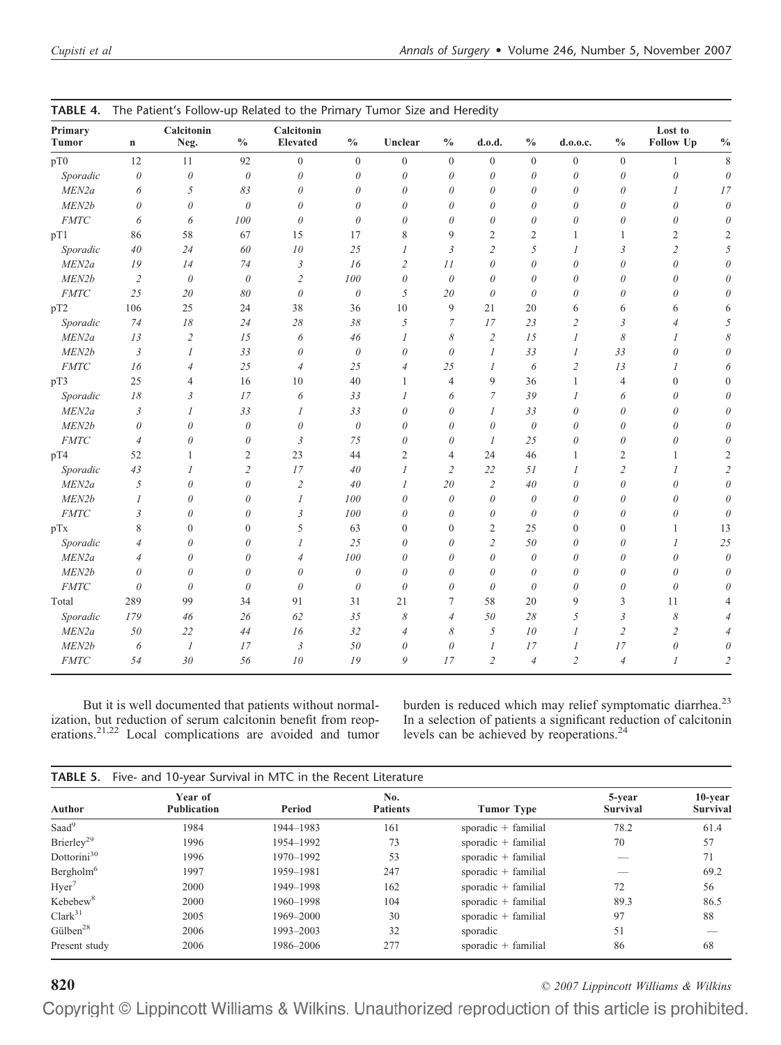**TABLE 4.** The Patient's Follow-up Related to the Primary Tumor Size and Heredity

| Primary Tumor | n | Calcitonin Neg. | % | Calcitonin Elevated | % | Unclear | % | d.o.d. | % | d.o.o.c. | % | Lost to Follow Up | % |
|---|---|---|---|---|---|---|---|---|---|---|---|---|---|
| pT0 | 12 | 11 | 92 | 0 | 0 | 0 | 0 | 0 | 0 | 0 | 0 | 1 | 8 |
| *Sporadic* | *0* | *0* | *0* | *0* | *0* | *0* | *0* | *0* | *0* | *0* | *0* | *0* | *0* |
| *MEN2a* | *6* | *5* | *83* | *0* | *0* | *0* | *0* | *0* | *0* | *0* | *0* | *1* | *17* |
| *MEN2b* | *0* | *0* | *0* | *0* | *0* | *0* | *0* | *0* | *0* | *0* | *0* | *0* | *0* |
| *FMTC* | *6* | *6* | *100* | *0* | *0* | *0* | *0* | *0* | *0* | *0* | *0* | *0* | *0* |
| pT1 | 86 | 58 | 67 | 15 | 17 | 8 | 9 | 2 | 2 | 1 | 1 | 2 | 2 |
| *Sporadic* | *40* | *24* | *60* | *10* | *25* | *1* | *3* | *2* | *5* | *1* | *3* | *2* | *5* |
| *MEN2a* | *19* | *14* | *74* | *3* | *16* | *2* | *11* | *0* | *0* | *0* | *0* | *0* | *0* |
| *MEN2b* | *2* | *0* | *0* | *2* | *100* | *0* | *0* | *0* | *0* | *0* | *0* | *0* | *0* |
| *FMTC* | *25* | *20* | *80* | *0* | *0* | *5* | *20* | *0* | *0* | *0* | *0* | *0* | *0* |
| pT2 | 106 | 25 | 24 | 38 | 36 | 10 | 9 | 21 | 20 | 6 | 6 | 6 | 6 |
| *Sporadic* | *74* | *18* | *24* | *28* | *38* | *5* | *7* | *17* | *23* | *2* | *3* | *4* | *5* |
| *MEN2a* | *13* | *2* | *15* | *6* | *46* | *1* | *8* | *2* | *15* | *1* | *8* | *1* | *8* |
| *MEN2b* | *3* | *1* | *33* | *0* | *0* | *0* | *0* | *1* | *33* | *1* | *33* | *0* | *0* |
| *FMTC* | *16* | *4* | *25* | *4* | *25* | *4* | *25* | *1* | *6* | *2* | *13* | *1* | *6* |
| pT3 | 25 | 4 | 16 | 10 | 40 | 1 | 4 | 9 | 36 | 1 | 4 | 0 | 0 |
| *Sporadic* | *18* | *3* | *17* | *6* | *33* | *1* | *6* | *7* | *39* | *1* | *6* | *0* | *0* |
| *MEN2a* | *3* | *1* | *33* | *1* | *33* | *0* | *0* | *1* | *33* | *0* | *0* | *0* | *0* |
| *MEN2b* | *0* | *0* | *0* | *0* | *0* | *0* | *0* | *0* | *0* | *0* | *0* | *0* | *0* |
| *FMTC* | *4* | *0* | *0* | *3* | *75* | *0* | *0* | *1* | *25* | *0* | *0* | *0* | *0* |
| pT4 | 52 | 1 | 2 | 23 | 44 | 2 | 4 | 24 | 46 | 1 | 2 | 1 | 2 |
| *Sporadic* | *43* | *1* | *2* | *17* | *40* | *1* | *2* | *22* | *51* | *1* | *2* | *1* | *2* |
| *MEN2a* | *5* | *0* | *0* | *2* | *40* | *1* | *20* | *2* | *40* | *0* | *0* | *0* | *0* |
| *MEN2b* | *1* | *0* | *0* | *1* | *100* | *0* | *0* | *0* | *0* | *0* | *0* | *0* | *0* |
| *FMTC* | *3* | *0* | *0* | *3* | *100* | *0* | *0* | *0* | *0* | *0* | *0* | *0* | *0* |
| pTx | 8 | 0 | 0 | 5 | 63 | 0 | 0 | 2 | 25 | 0 | 0 | 1 | 13 |
| *Sporadic* | *4* | *0* | *0* | *1* | *25* | *0* | *0* | *2* | *50* | *0* | *0* | *1* | *25* |
| *MEN2a* | *4* | *0* | *0* | *4* | *100* | *0* | *0* | *0* | *0* | *0* | *0* | *0* | *0* |
| *MEN2b* | *0* | *0* | *0* | *0* | *0* | *0* | *0* | *0* | *0* | *0* | *0* | *0* | *0* |
| *FMTC* | *0* | *0* | *0* | *0* | *0* | *0* | *0* | *0* | *0* | *0* | *0* | *0* | *0* |
| Total | 289 | 99 | 34 | 91 | 31 | 21 | 7 | 58 | 20 | 9 | 3 | 11 | 4 |
| *Sporadic* | *179* | *46* | *26* | *62* | *35* | *8* | *4* | *50* | *28* | *5* | *3* | *8* | *4* |
| *MEN2a* | *50* | *22* | *44* | *16* | *32* | *4* | *8* | *5* | *10* | *1* | *2* | *2* | *4* |
| *MEN2b* | *6* | *1* | *17* | *3* | *50* | *0* | *0* | *1* | *17* | *1* | *17* | *0* | *0* |
| *FMTC* | *54* | *30* | *56* | *10* | *19* | *9* | *17* | *2* | *4* | *2* | *4* | *1* | *2* |

But it is well documented that patients without normalization, but reduction of serum calcitonin benefit from reoperations.[21,22] Local complications are avoided and tumor burden is reduced which may relief symptomatic diarrhea.[23] In a selection of patients a significant reduction of calcitonin levels can be achieved by reoperations.[24]

**TABLE 5.** Five- and 10-year Survival in MTC in the Recent Literature

| Author | Year of Publication | Period | No. Patients | Tumor Type | 5-year Survival | 10-year Survival |
|---|---|---|---|---|---|---|
| Saad[9] | 1984 | 1944–1983 | 161 | sporadic + familial | 78.2 | 61.4 |
| Brierley[29] | 1996 | 1954–1992 | 73 | sporadic + familial | 70 | 57 |
| Dottorini[30] | 1996 | 1970–1992 | 53 | sporadic + familial | — | 71 |
| Bergholm[6] | 1997 | 1959–1981 | 247 | sporadic + familial | — | 69.2 |
| Hyer[7] | 2000 | 1949–1998 | 162 | sporadic + familial | 72 | 56 |
| Kebebew[8] | 2000 | 1960–1998 | 104 | sporadic + familial | 89.3 | 86.5 |
| Clark[31] | 2005 | 1969–2000 | 30 | sporadic + familial | 97 | 88 |
| Gülben[28] | 2006 | 1993–2003 | 32 | sporadic | 51 | — |
| Present study | 2006 | 1986–2006 | 277 | sporadic + familial | 86 | 68 |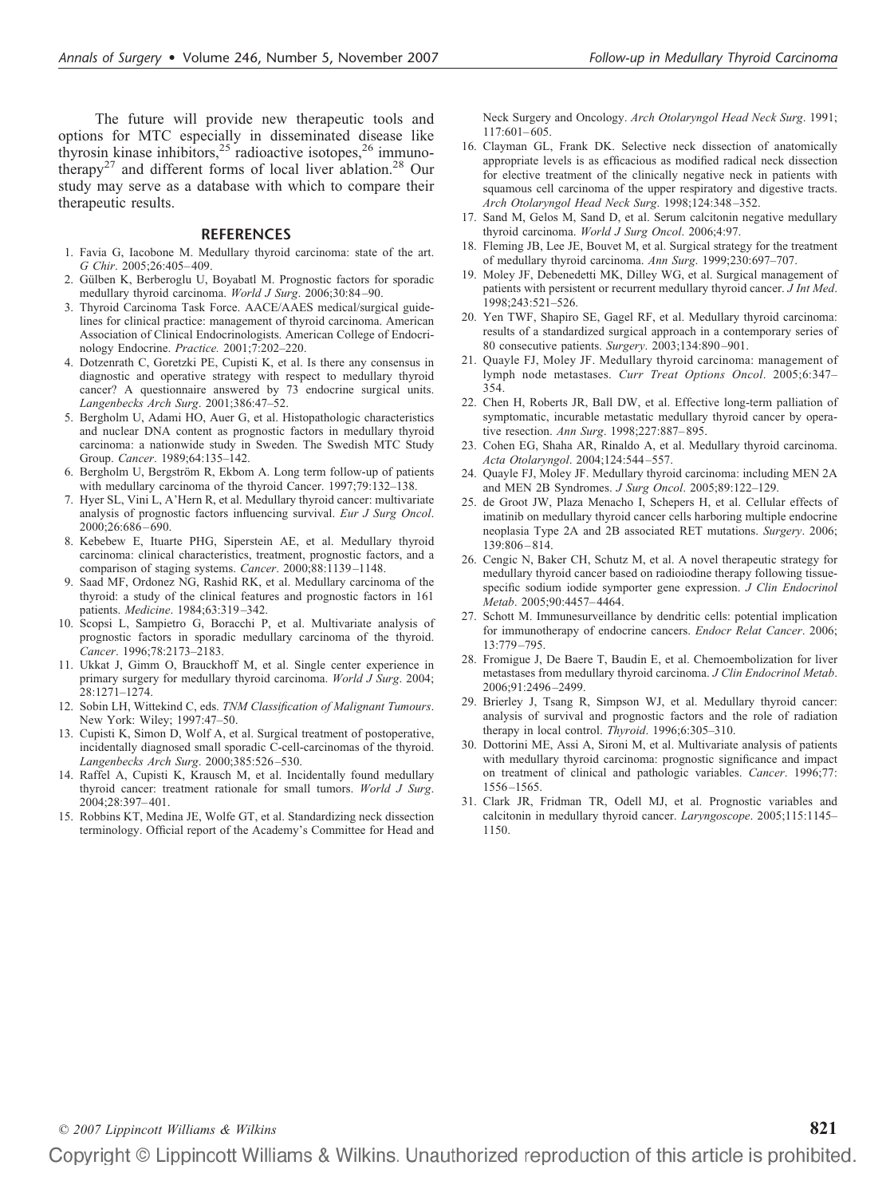The future will provide new therapeutic tools and options for MTC especially in disseminated disease like thyrosin kinase inhibitors,[25] radioactive isotopes,[26] immunotherapy[27] and different forms of local liver ablation.[28] Our study may serve as a database with which to compare their therapeutic results.

## REFERENCES

1. Favia G, Iacobone M. Medullary thyroid carcinoma: state of the art. *G Chir*. 2005;26:405–409.
2. Gülben K, Berberoglu U, Boyabatl M. Prognostic factors for sporadic medullary thyroid carcinoma. *World J Surg*. 2006;30:84–90.
3. Thyroid Carcinoma Task Force. AACE/AAES medical/surgical guidelines for clinical practice: management of thyroid carcinoma. American Association of Clinical Endocrinologists. American College of Endocrinology Endocrine. *Practice.* 2001;7:202–220.
4. Dotzenrath C, Goretzki PE, Cupisti K, et al. Is there any consensus in diagnostic and operative strategy with respect to medullary thyroid cancer? A questionnaire answered by 73 endocrine surgical units. *Langenbecks Arch Surg*. 2001;386:47–52.
5. Bergholm U, Adami HO, Auer G, et al. Histopathologic characteristics and nuclear DNA content as prognostic factors in medullary thyroid carcinoma: a nationwide study in Sweden. The Swedish MTC Study Group. *Cancer*. 1989;64:135–142.
6. Bergholm U, Bergström R, Ekbom A. Long term follow-up of patients with medullary carcinoma of the thyroid Cancer. 1997;79:132–138.
7. Hyer SL, Vini L, A'Hern R, et al. Medullary thyroid cancer: multivariate analysis of prognostic factors influencing survival. *Eur J Surg Oncol*. 2000;26:686–690.
8. Kebebew E, Ituarte PHG, Siperstein AE, et al. Medullary thyroid carcinoma: clinical characteristics, treatment, prognostic factors, and a comparison of staging systems. *Cancer*. 2000;88:1139–1148.
9. Saad MF, Ordonez NG, Rashid RK, et al. Medullary carcinoma of the thyroid: a study of the clinical features and prognostic factors in 161 patients. *Medicine*. 1984;63:319–342.
10. Scopsi L, Sampietro G, Boracchi P, et al. Multivariate analysis of prognostic factors in sporadic medullary carcinoma of the thyroid. *Cancer*. 1996;78:2173–2183.
11. Ukkat J, Gimm O, Brauckhoff M, et al. Single center experience in primary surgery for medullary thyroid carcinoma. *World J Surg*. 2004; 28:1271–1274.
12. Sobin LH, Wittekind C, eds. *TNM Classification of Malignant Tumours*. New York: Wiley; 1997:47–50.
13. Cupisti K, Simon D, Wolf A, et al. Surgical treatment of postoperative, incidentally diagnosed small sporadic C-cell-carcinomas of the thyroid. *Langenbecks Arch Surg*. 2000;385:526–530.
14. Raffel A, Cupisti K, Krausch M, et al. Incidentally found medullary thyroid cancer: treatment rationale for small tumors. *World J Surg*. 2004;28:397–401.
15. Robbins KT, Medina JE, Wolfe GT, et al. Standardizing neck dissection terminology. Official report of the Academy's Committee for Head and Neck Surgery and Oncology. *Arch Otolaryngol Head Neck Surg*. 1991; 117:601–605.
16. Clayman GL, Frank DK. Selective neck dissection of anatomically appropriate levels is as efficacious as modified radical neck dissection for elective treatment of the clinically negative neck in patients with squamous cell carcinoma of the upper respiratory and digestive tracts. *Arch Otolaryngol Head Neck Surg*. 1998;124:348–352.
17. Sand M, Gelos M, Sand D, et al. Serum calcitonin negative medullary thyroid carcinoma. *World J Surg Oncol*. 2006;4:97.
18. Fleming JB, Lee JE, Bouvet M, et al. Surgical strategy for the treatment of medullary thyroid carcinoma. *Ann Surg*. 1999;230:697–707.
19. Moley JF, Debenedetti MK, Dilley WG, et al. Surgical management of patients with persistent or recurrent medullary thyroid cancer. *J Int Med*. 1998;243:521–526.
20. Yen TWF, Shapiro SE, Gagel RF, et al. Medullary thyroid carcinoma: results of a standardized surgical approach in a contemporary series of 80 consecutive patients. *Surgery*. 2003;134:890–901.
21. Quayle FJ, Moley JF. Medullary thyroid carcinoma: management of lymph node metastases. *Curr Treat Options Oncol*. 2005;6:347–354.
22. Chen H, Roberts JR, Ball DW, et al. Effective long-term palliation of symptomatic, incurable metastatic medullary thyroid cancer by operative resection. *Ann Surg*. 1998;227:887–895.
23. Cohen EG, Shaha AR, Rinaldo A, et al. Medullary thyroid carcinoma. *Acta Otolaryngol*. 2004;124:544–557.
24. Quayle FJ, Moley JF. Medullary thyroid carcinoma: including MEN 2A and MEN 2B Syndromes. *J Surg Oncol*. 2005;89:122–129.
25. de Groot JW, Plaza Menacho I, Schepers H, et al. Cellular effects of imatinib on medullary thyroid cancer cells harboring multiple endocrine neoplasia Type 2A and 2B associated RET mutations. *Surgery*. 2006; 139:806–814.
26. Cengic N, Baker CH, Schutz M, et al. A novel therapeutic strategy for medullary thyroid cancer based on radioiodine therapy following tissue-specific sodium iodide symporter gene expression. *J Clin Endocrinol Metab*. 2005;90:4457–4464.
27. Schott M. Immunesurveillance by dendritic cells: potential implication for immunotherapy of endocrine cancers. *Endocr Relat Cancer*. 2006; 13:779–795.
28. Fromigue J, De Baere T, Baudin E, et al. Chemoembolization for liver metastases from medullary thyroid carcinoma. *J Clin Endocrinol Metab*. 2006;91:2496–2499.
29. Brierley J, Tsang R, Simpson WJ, et al. Medullary thyroid cancer: analysis of survival and prognostic factors and the role of radiation therapy in local control. *Thyroid*. 1996;6:305–310.
30. Dottorini ME, Assi A, Sironi M, et al. Multivariate analysis of patients with medullary thyroid carcinoma: prognostic significance and impact on treatment of clinical and pathologic variables. *Cancer*. 1996;77: 1556–1565.
31. Clark JR, Fridman TR, Odell MJ, et al. Prognostic variables and calcitonin in medullary thyroid cancer. *Laryngoscope*. 2005;115:1145–1150.